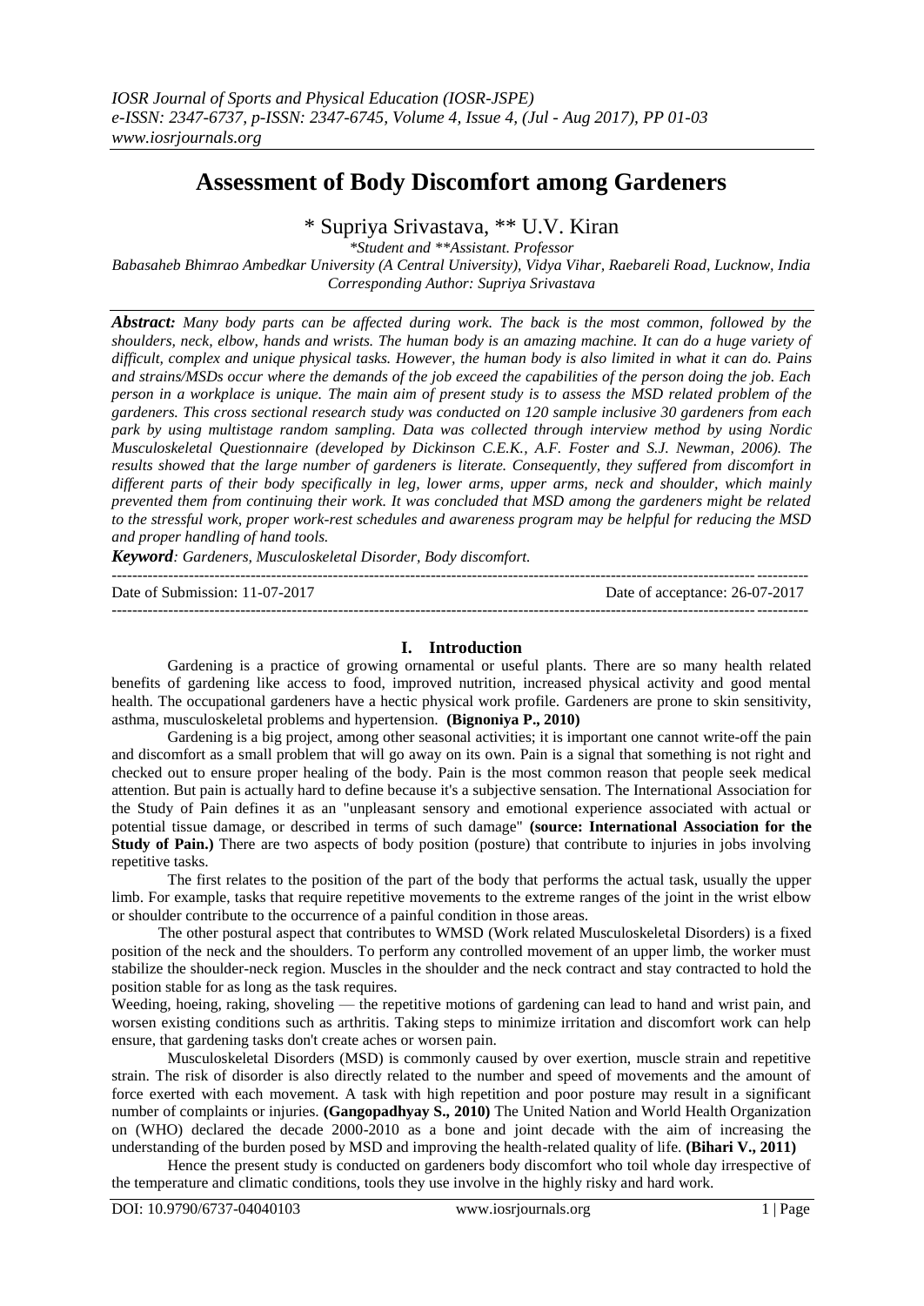# Assessment of Body Discomfort among Gardeners

\* Supriya Srivastava, \*\* U.V. Kiran

*\*Student and \*\*Assistant. Professor*

*Babasaheb Bhimrao Ambedkar University (A Central University), Vidya Vihar, Raebareli Road, Lucknow, India*
*Corresponding Author: Supriya Srivastava*

***Abstract:*** *Many body parts can be affected during work. The back is the most common, followed by the shoulders, neck, elbow, hands and wrists. The human body is an amazing machine. It can do a huge variety of difficult, complex and unique physical tasks. However, the human body is also limited in what it can do. Pains and strains/MSDs occur where the demands of the job exceed the capabilities of the person doing the job. Each person in a workplace is unique. The main aim of present study is to assess the MSD related problem of the gardeners. This cross sectional research study was conducted on 120 sample inclusive 30 gardeners from each park by using multistage random sampling. Data was collected through interview method by using Nordic Musculoskeletal Questionnaire (developed by Dickinson C.E.K., A.F. Foster and S.J. Newman, 2006). The results showed that the large number of gardeners is literate. Consequently, they suffered from discomfort in different parts of their body specifically in leg, lower arms, upper arms, neck and shoulder, which mainly prevented them from continuing their work. It was concluded that MSD among the gardeners might be related to the stressful work, proper work-rest schedules and awareness program may be helpful for reducing the MSD and proper handling of hand tools.*

***Keyword****: Gardeners, Musculoskeletal Disorder, Body discomfort.*

Date of Submission: 11-07-2017 Date of acceptance: 26-07-2017

## I. Introduction

Gardening is a practice of growing ornamental or useful plants. There are so many health related benefits of gardening like access to food, improved nutrition, increased physical activity and good mental health. The occupational gardeners have a hectic physical work profile. Gardeners are prone to skin sensitivity, asthma, musculoskeletal problems and hypertension. **(Bignoniya P., 2010)**

Gardening is a big project, among other seasonal activities; it is important one cannot write-off the pain and discomfort as a small problem that will go away on its own. Pain is a signal that something is not right and checked out to ensure proper healing of the body. Pain is the most common reason that people seek medical attention. But pain is actually hard to define because it's a subjective sensation. The International Association for the Study of Pain defines it as an "unpleasant sensory and emotional experience associated with actual or potential tissue damage, or described in terms of such damage" **(source: International Association for the Study of Pain.)** There are two aspects of body position (posture) that contribute to injuries in jobs involving repetitive tasks.

The first relates to the position of the part of the body that performs the actual task, usually the upper limb. For example, tasks that require repetitive movements to the extreme ranges of the joint in the wrist elbow or shoulder contribute to the occurrence of a painful condition in those areas.

The other postural aspect that contributes to WMSD (Work related Musculoskeletal Disorders) is a fixed position of the neck and the shoulders. To perform any controlled movement of an upper limb, the worker must stabilize the shoulder-neck region. Muscles in the shoulder and the neck contract and stay contracted to hold the position stable for as long as the task requires.

Weeding, hoeing, raking, shoveling — the repetitive motions of gardening can lead to hand and wrist pain, and worsen existing conditions such as arthritis. Taking steps to minimize irritation and discomfort work can help ensure, that gardening tasks don't create aches or worsen pain.

Musculoskeletal Disorders (MSD) is commonly caused by over exertion, muscle strain and repetitive strain. The risk of disorder is also directly related to the number and speed of movements and the amount of force exerted with each movement. A task with high repetition and poor posture may result in a significant number of complaints or injuries. **(Gangopadhyay S., 2010)** The United Nation and World Health Organization on (WHO) declared the decade 2000-2010 as a bone and joint decade with the aim of increasing the understanding of the burden posed by MSD and improving the health-related quality of life. **(Bihari V., 2011)**

Hence the present study is conducted on gardeners body discomfort who toil whole day irrespective of the temperature and climatic conditions, tools they use involve in the highly risky and hard work.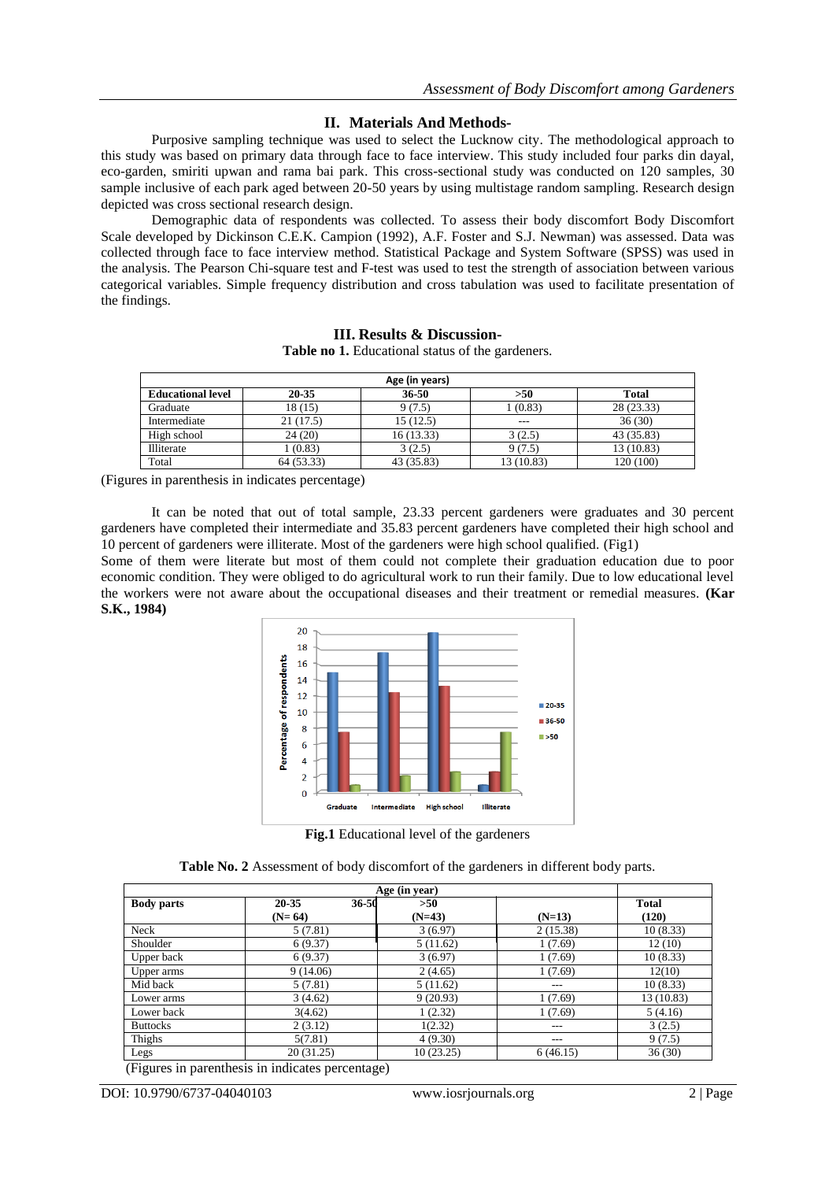## II. Materials And Methods-

Purposive sampling technique was used to select the Lucknow city. The methodological approach to this study was based on primary data through face to face interview. This study included four parks din dayal, eco-garden, smiriti upwan and rama bai park. This cross-sectional study was conducted on 120 samples, 30 sample inclusive of each park aged between 20-50 years by using multistage random sampling. Research design depicted was cross sectional research design.

Demographic data of respondents was collected. To assess their body discomfort Body Discomfort Scale developed by Dickinson C.E.K. Campion (1992), A.F. Foster and S.J. Newman) was assessed. Data was collected through face to face interview method. Statistical Package and System Software (SPSS) was used in the analysis. The Pearson Chi-square test and F-test was used to test the strength of association between various categorical variables. Simple frequency distribution and cross tabulation was used to facilitate presentation of the findings.

## III. Results & Discussion-

**Table no 1.** Educational status of the gardeners.

| | Age (in years) | | | |
|---|---|---|---|---|
| **Educational level** | **20-35** | **36-50** | **>50** | **Total** |
| Graduate | 18 (15) | 9 (7.5) | 1 (0.83) | 28 (23.33) |
| Intermediate | 21 (17.5) | 15 (12.5) | --- | 36 (30) |
| High school | 24 (20) | 16 (13.33) | 3 (2.5) | 43 (35.83) |
| Illiterate | 1 (0.83) | 3 (2.5) | 9 (7.5) | 13 (10.83) |
| Total | 64 (53.33) | 43 (35.83) | 13 (10.83) | 120 (100) |

(Figures in parenthesis in indicates percentage)

It can be noted that out of total sample, 23.33 percent gardeners were graduates and 30 percent gardeners have completed their intermediate and 35.83 percent gardeners have completed their high school and 10 percent of gardeners were illiterate. Most of the gardeners were high school qualified. (Fig1)

Some of them were literate but most of them could not complete their graduation education due to poor economic condition. They were obliged to do agricultural work to run their family. Due to low educational level the workers were not aware about the occupational diseases and their treatment or remedial measures. **(Kar S.K., 1984)**

**Fig.1** Educational level of the gardeners

**Table No. 2** Assessment of body discomfort of the gardeners in different body parts.

| | Age (in year) | | | |
|---|---|---|---|---|
| **Body parts** | **20-35 (N= 64)** | **36-50 (N=43)** | **>50 (N=13)** | **Total (120)** |
| Neck | 5 (7.81) | 3 (6.97) | 2 (15.38) | 10 (8.33) |
| Shoulder | 6 (9.37) | 5 (11.62) | 1 (7.69) | 12 (10) |
| Upper back | 6 (9.37) | 3 (6.97) | 1 (7.69) | 10 (8.33) |
| Upper arms | 9 (14.06) | 2 (4.65) | 1 (7.69) | 12(10) |
| Mid back | 5 (7.81) | 5 (11.62) | --- | 10 (8.33) |
| Lower arms | 3 (4.62) | 9 (20.93) | 1 (7.69) | 13 (10.83) |
| Lower back | 3(4.62) | 1 (2.32) | 1 (7.69) | 5 (4.16) |
| Buttocks | 2 (3.12) | 1(2.32) | --- | 3 (2.5) |
| Thighs | 5(7.81) | 4 (9.30) | --- | 9 (7.5) |
| Legs | 20 (31.25) | 10 (23.25) | 6 (46.15) | 36 (30) |

(Figures in parenthesis in indicates percentage)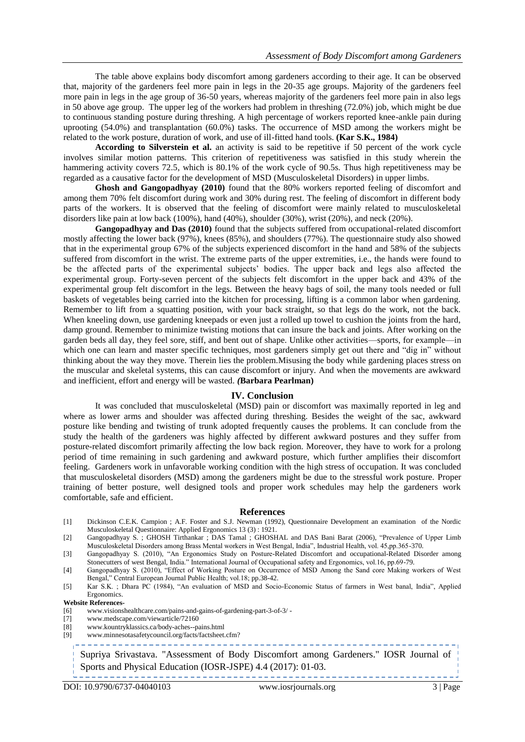The table above explains body discomfort among gardeners according to their age. It can be observed that, majority of the gardeners feel more pain in legs in the 20-35 age groups. Majority of the gardeners feel more pain in legs in the age group of 36-50 years, whereas majority of the gardeners feel more pain in also legs in 50 above age group. The upper leg of the workers had problem in threshing (72.0%) job, which might be due to continuous standing posture during threshing. A high percentage of workers reported knee-ankle pain during uprooting (54.0%) and transplantation (60.0%) tasks. The occurrence of MSD among the workers might be related to the work posture, duration of work, and use of ill-fitted hand tools. **(Kar S.K., 1984)**

**According to Silverstein et al.** an activity is said to be repetitive if 50 percent of the work cycle involves similar motion patterns. This criterion of repetitiveness was satisfied in this study wherein the hammering activity covers 72.5, which is 80.1% of the work cycle of 90.5s. Thus high repetitiveness may be regarded as a causative factor for the development of MSD (Musculoskeletal Disorders) in upper limbs.

**Ghosh and Gangopadhyay (2010)** found that the 80% workers reported feeling of discomfort and among them 70% felt discomfort during work and 30% during rest. The feeling of discomfort in different body parts of the workers. It is observed that the feeling of discomfort were mainly related to musculoskeletal disorders like pain at low back (100%), hand (40%), shoulder (30%), wrist (20%), and neck (20%).

**Gangopadhyay and Das (2010)** found that the subjects suffered from occupational-related discomfort mostly affecting the lower back (97%), knees (85%), and shoulders (77%). The questionnaire study also showed that in the experimental group 67% of the subjects experienced discomfort in the hand and 58% of the subjects suffered from discomfort in the wrist. The extreme parts of the upper extremities, i.e., the hands were found to be the affected parts of the experimental subjects' bodies. The upper back and legs also affected the experimental group. Forty-seven percent of the subjects felt discomfort in the upper back and 43% of the experimental group felt discomfort in the legs. Between the heavy bags of soil, the many tools needed or full baskets of vegetables being carried into the kitchen for processing, lifting is a common labor when gardening. Remember to lift from a squatting position, with your back straight, so that legs do the work, not the back. When kneeling down, use gardening kneepads or even just a rolled up towel to cushion the joints from the hard, damp ground. Remember to minimize twisting motions that can insure the back and joints. After working on the garden beds all day, they feel sore, stiff, and bent out of shape. Unlike other activities—sports, for example—in which one can learn and master specific techniques, most gardeners simply get out there and "dig in" without thinking about the way they move. Therein lies the problem.Misusing the body while gardening places stress on the muscular and skeletal systems, this can cause discomfort or injury. And when the movements are awkward and inefficient, effort and energy will be wasted. ***(*****Barbara Pearlman)**

## IV. Conclusion

It was concluded that musculoskeletal (MSD) pain or discomfort was maximally reported in leg and where as lower arms and shoulder was affected during threshing. Besides the weight of the sac, awkward posture like bending and twisting of trunk adopted frequently causes the problems. It can conclude from the study the health of the gardeners was highly affected by different awkward postures and they suffer from posture-related discomfort primarily affecting the low back region. Moreover, they have to work for a prolong period of time remaining in such gardening and awkward posture, which further amplifies their discomfort feeling. Gardeners work in unfavorable working condition with the high stress of occupation. It was concluded that musculoskeletal disorders (MSD) among the gardeners might be due to the stressful work posture. Proper training of better posture, well designed tools and proper work schedules may help the gardeners work comfortable, safe and efficient.

## References

[1] Dickinson C.E.K. Campion ; A.F. Foster and S.J. Newman (1992), Questionnaire Development an examination of the Nordic Musculoskeletal Questionnaire: Applied Ergonomics 13 (3) : 1921.

[2] Gangopadhyay S. ; GHOSH Tirthankar ; DAS Tamal ; GHOSHAL and DAS Bani Barat (2006), "Prevalence of Upper Limb Musculoskeletal Disorders among Brass Mental workers in West Bengal, India", Industrial Health, vol. 45,pp.365-370.

[3] Gangopadhyay S. (2010), "An Ergonomics Study on Posture-Related Discomfort and occupational-Related Disorder among Stonecutters of west Bengal, India." International Journal of Occupational safety and Ergonomics, vol.16, pp.69-79.

[4] Gangopadhyay S. (2010), "Effect of Working Posture on Occurrence of MSD Among the Sand core Making workers of West Bengal," Central European Journal Public Health; vol.18; pp.38-42.

[5] Kar S.K. ; Dhara PC (1984), "An evaluation of MSD and Socio-Economic Status of farmers in West banal, India", Applied Ergonomics.

**Website References-**

[6] www.visionshealthcare.com/pains-and-gains-of-gardening-part-3-of-3/ -

[7] www.medscape.com/viewarticle/72160

[8] www.kountryklassics.ca/body-aches--pains.html

[9] www.minnesotasafetycouncil.org/facts/factsheet.cfm?

Supriya Srivastava. "Assessment of Body Discomfort among Gardeners." IOSR Journal of Sports and Physical Education (IOSR-JSPE) 4.4 (2017): 01-03.